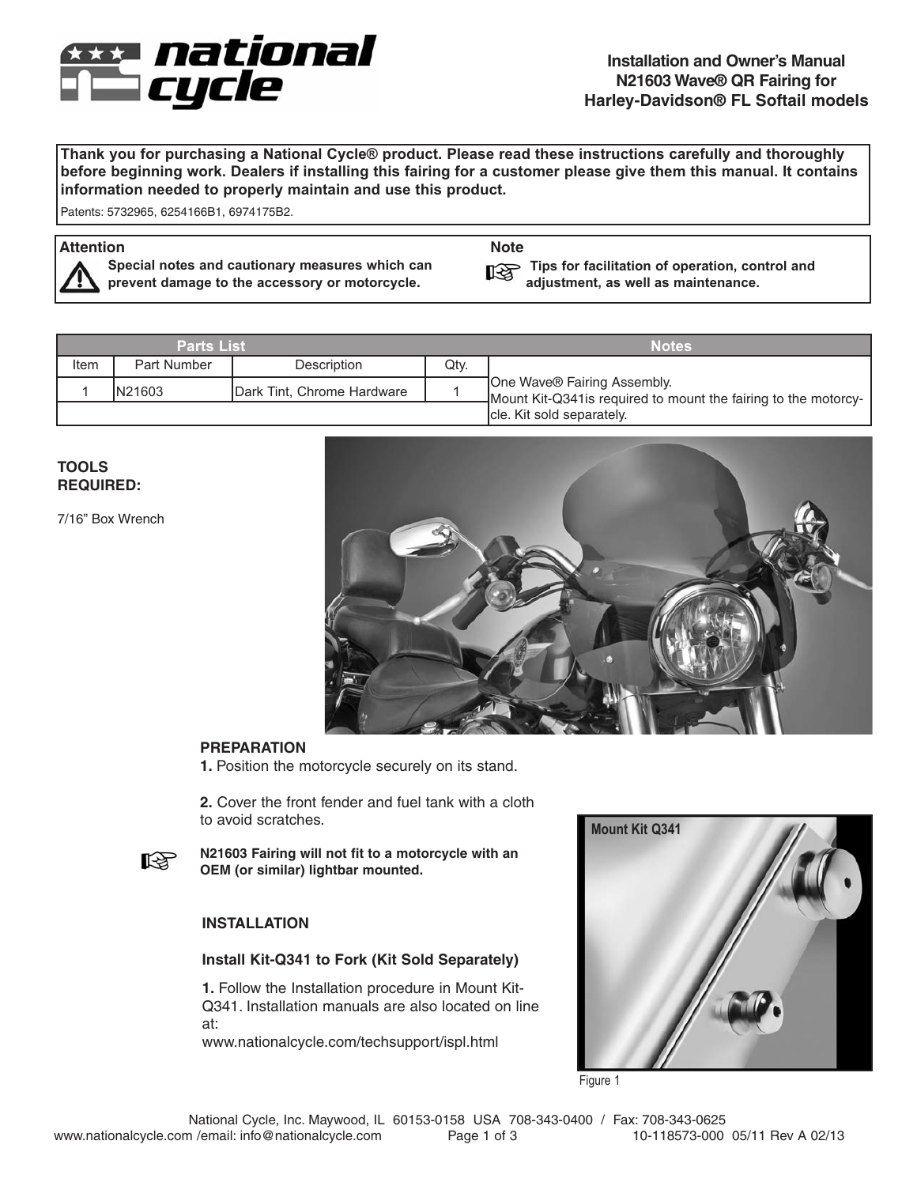# Installation and Owner's Manual
## N21603 Wave® QR Fairing for Harley-Davidson® FL Softail models

**Thank you for purchasing a National Cycle® product. Please read these instructions carefully and thoroughly before beginning work. Dealers if installing this fairing for a customer please give them this manual. It contains information needed to properly maintain and use this product.**

Patents: 5732965, 6254166B1, 6974175B2.

**Attention**
**Special notes and cautionary measures which can prevent damage to the accessory or motorcycle.**

**Note**
**Tips for facilitation of operation, control and adjustment, as well as maintenance.**

| Parts List | | | | Notes |
|---|---|---|---|---|
| Item | Part Number | Description | Qty. | One Wave® Fairing Assembly. Mount Kit-Q341is required to mount the fairing to the motorcycle. Kit sold separately. |
| 1 | N21603 | Dark Tint, Chrome Hardware | 1 | |

**TOOLS REQUIRED:**

7/16" Box Wrench

**PREPARATION**

**1.** Position the motorcycle securely on its stand.

**2.** Cover the front fender and fuel tank with a cloth to avoid scratches.

**N21603 Fairing will not fit to a motorcycle with an OEM (or similar) lightbar mounted.**

**INSTALLATION**

**Install Kit-Q341 to Fork (Kit Sold Separately)**

**1.** Follow the Installation procedure in Mount Kit-Q341. Installation manuals are also located on line at:
www.nationalcycle.com/techsupport/ispl.html

Mount Kit Q341

Figure 1

National Cycle, Inc. Maywood, IL 60153-0158 USA 708-343-0400 / Fax: 708-343-0625
www.nationalcycle.com /email: info@nationalcycle.com 10-118573-000 05/11 Rev A 02/13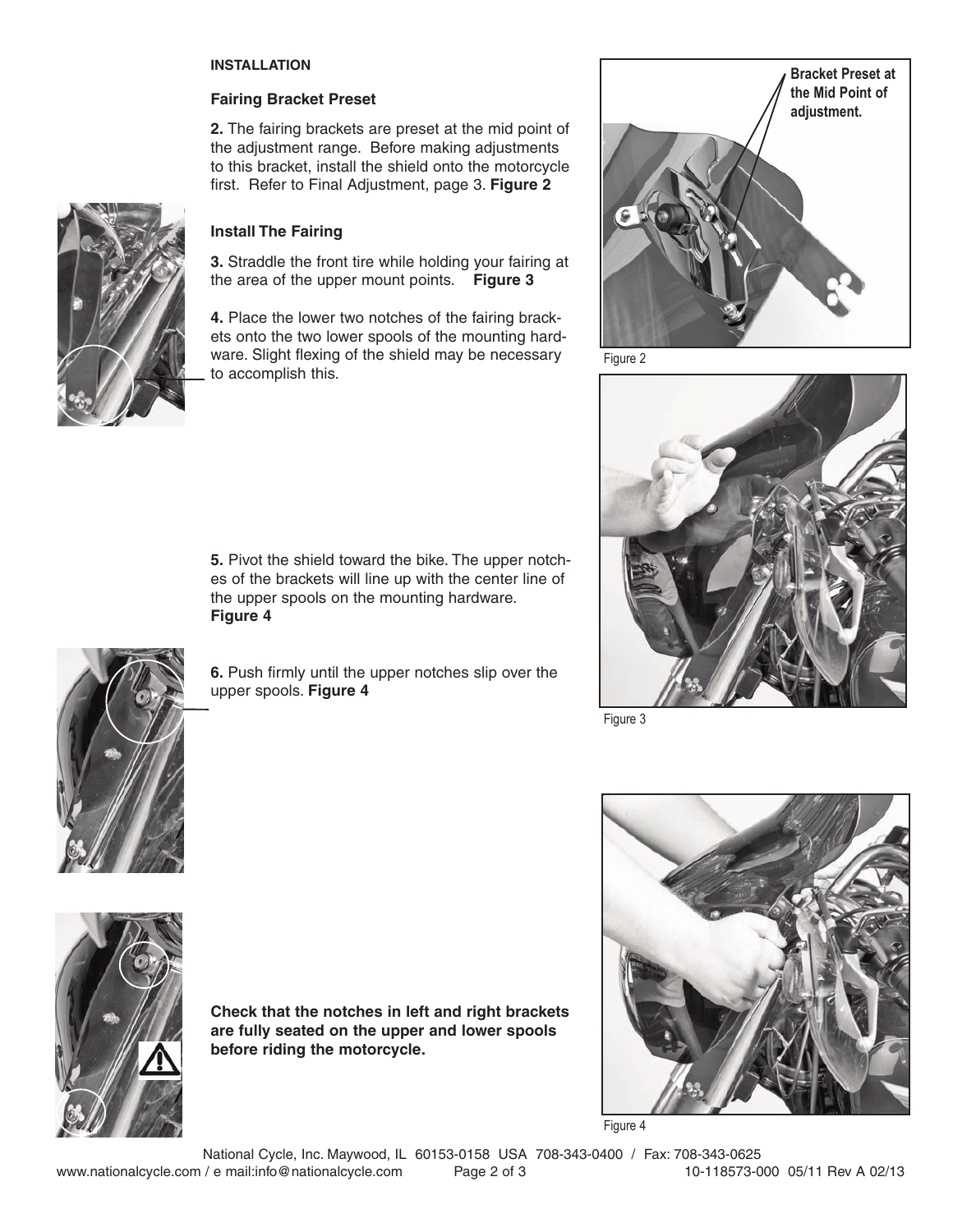**INSTALLATION**

### Fairing Bracket Preset

**2.** The fairing brackets are preset at the mid point of the adjustment range. Before making adjustments to this bracket, install the shield onto the motorcycle first. Refer to Final Adjustment, page 3. **Figure 2**

### Install The Fairing

**3.** Straddle the front tire while holding your fairing at the area of the upper mount points. **Figure 3**

**4.** Place the lower two notches of the fairing brackets onto the two lower spools of the mounting hardware. Slight flexing of the shield may be necessary to accomplish this.

**5.** Pivot the shield toward the bike. The upper notches of the brackets will line up with the center line of the upper spools on the mounting hardware. **Figure 4**

**6.** Push firmly until the upper notches slip over the upper spools. **Figure 4**

**Check that the notches in left and right brackets are fully seated on the upper and lower spools before riding the motorcycle.**

**Bracket Preset at the Mid Point of adjustment.**

Figure 2

Figure 3

Figure 4

National Cycle, Inc. Maywood, IL 60153-0158 USA 708-343-0400 / Fax: 708-343-0625
www.nationalcycle.com / e mail:info@nationalcycle.com 10-118573-000 05/11 Rev A 02/13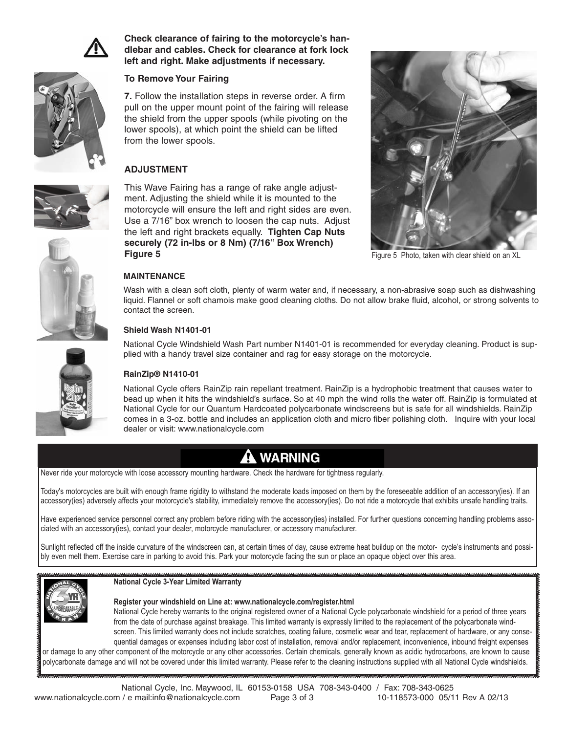**Check clearance of fairing to the motorcycle's handlebar and cables. Check for clearance at fork lock left and right. Make adjustments if necessary.**

### To Remove Your Fairing

**7.** Follow the installation steps in reverse order. A firm pull on the upper mount point of the fairing will release the shield from the upper spools (while pivoting on the lower spools), at which point the shield can be lifted from the lower spools.

### ADJUSTMENT

This Wave Fairing has a range of rake angle adjustment. Adjusting the shield while it is mounted to the motorcycle will ensure the left and right sides are even. Use a 7/16" box wrench to loosen the cap nuts. Adjust the left and right brackets equally. **Tighten Cap Nuts securely (72 in-lbs or 8 Nm) (7/16" Box Wrench) Figure 5**

Figure 5 Photo, taken with clear shield on an XL

### MAINTENANCE

Wash with a clean soft cloth, plenty of warm water and, if necessary, a non-abrasive soap such as dishwashing liquid. Flannel or soft chamois make good cleaning cloths. Do not allow brake fluid, alcohol, or strong solvents to contact the screen.

#### Shield Wash N1401-01

National Cycle Windshield Wash Part number N1401-01 is recommended for everyday cleaning. Product is supplied with a handy travel size container and rag for easy storage on the motorcycle.

#### RainZip® N1410-01

National Cycle offers RainZip rain repellant treatment. RainZip is a hydrophobic treatment that causes water to bead up when it hits the windshield's surface. So at 40 mph the wind rolls the water off. RainZip is formulated at National Cycle for our Quantum Hardcoated polycarbonate windscreens but is safe for all windshields. RainZip comes in a 3-oz. bottle and includes an application cloth and micro fiber polishing cloth. Inquire with your local dealer or visit: www.nationalcycle.com

## ⚠ WARNING

Never ride your motorcycle with loose accessory mounting hardware. Check the hardware for tightness regularly.

Today's motorcycles are built with enough frame rigidity to withstand the moderate loads imposed on them by the foreseeable addition of an accessory(ies). If an accessory(ies) adversely affects your motorcycle's stability, immediately remove the accessory(ies). Do not ride a motorcycle that exhibits unsafe handling traits.

Have experienced service personnel correct any problem before riding with the accessory(ies) installed. For further questions concerning handling problems associated with an accessory(ies), contact your dealer, motorcycle manufacturer, or accessory manufacturer.

Sunlight reflected off the inside curvature of the windscreen can, at certain times of day, cause extreme heat buildup on the motorcycle's instruments and possibly even melt them. Exercise care in parking to avoid this. Park your motorcycle facing the sun or place an opaque object over this area.

**National Cycle 3-Year Limited Warranty**

**Register your windshield on Line at: www.nationalcycle.com/register.html**

National Cycle hereby warrants to the original registered owner of a National Cycle polycarbonate windshield for a period of three years from the date of purchase against breakage. This limited warranty is expressly limited to the replacement of the polycarbonate windscreen. This limited warranty does not include scratches, coating failure, cosmetic wear and tear, replacement of hardware, or any consequential damages or expenses including labor cost of installation, removal and/or replacement, inconvenience, inbound freight expenses or damage to any other component of the motorcycle or any other accessories. Certain chemicals, generally known as acidic hydrocarbons, are known to cause polycarbonate damage and will not be covered under this limited warranty. Please refer to the cleaning instructions supplied with all National Cycle windshields.

National Cycle, Inc. Maywood, IL 60153-0158 USA 708-343-0400 / Fax: 708-343-0625
www.nationalcycle.com / e mail:info@nationalcycle.com 10-118573-000 05/11 Rev A 02/13